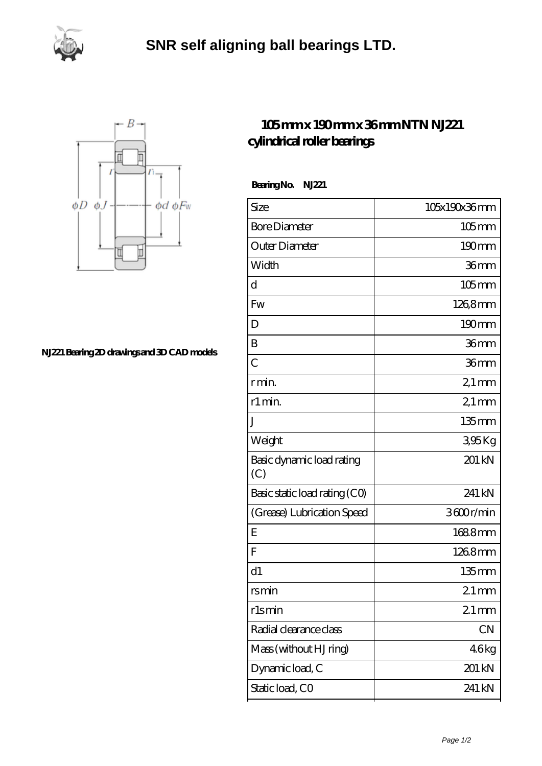# SNR self aligning ball bearings LTD.

## 105 mm x 190 mm x 36 mm NTN NJ221 cylindrical roller bearings

NJ221 Bearing 2D drawings and 3D CAD models

**Bearing No. NJ221**

| Size | 105x190x36 mm |
|---|---|
| Bore Diameter | 105 mm |
| Outer Diameter | 190 mm |
| Width | 36 mm |
| d | 105 mm |
| Fw | 126,8 mm |
| D | 190 mm |
| B | 36 mm |
| C | 36 mm |
| r min. | 2,1 mm |
| r1 min. | 2,1 mm |
| J | 135 mm |
| Weight | 3,95 Kg |
| Basic dynamic load rating (C) | 201 kN |
| Basic static load rating (C0) | 241 kN |
| (Grease) Lubrication Speed | 3600 r/min |
| E | 168.8 mm |
| F | 126.8 mm |
| d1 | 135 mm |
| rs min | 2.1 mm |
| r1s min | 2.1 mm |
| Radial clearance class | CN |
| Mass (without HJ ring) | 4.6 kg |
| Dynamic load, C | 201 kN |
| Static load, C0 | 241 kN |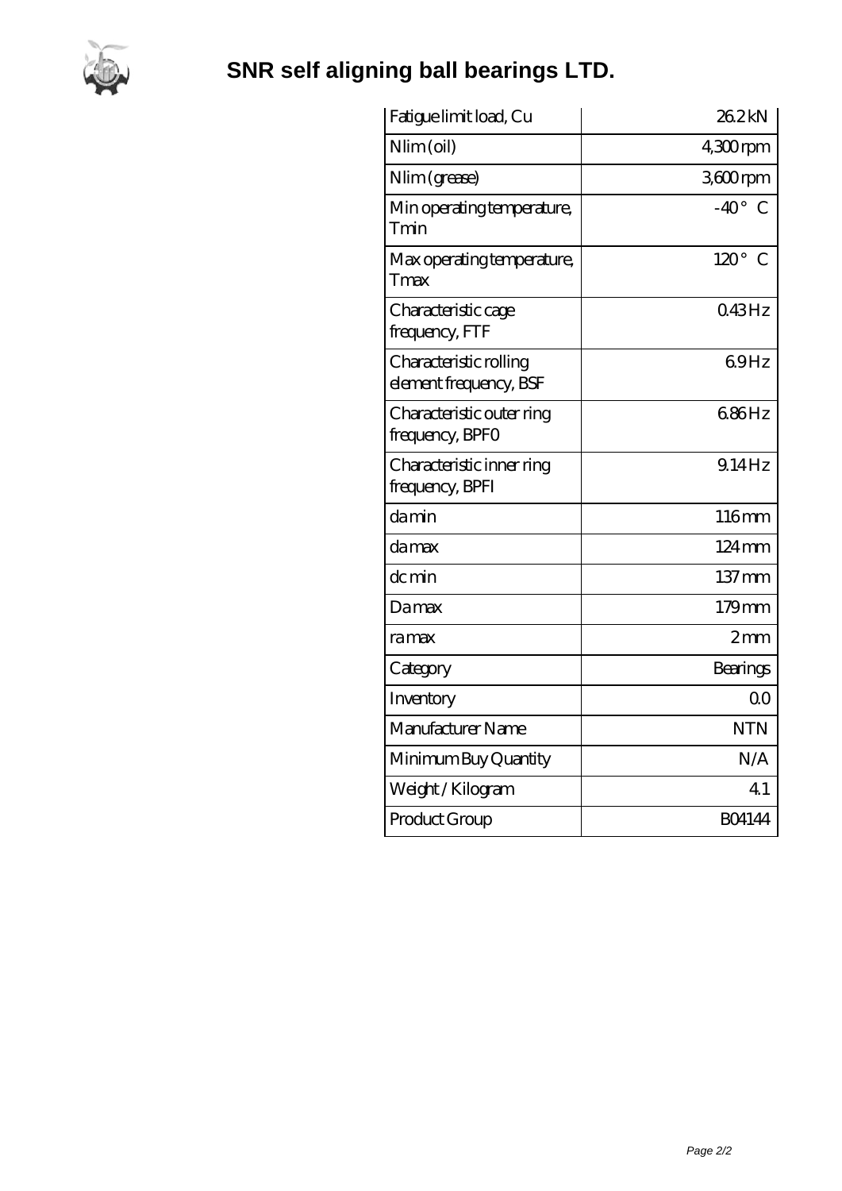# SNR self aligning ball bearings LTD.

| | |
|---|---|
| Fatigue limit load, Cu | 26.2 kN |
| Nlim (oil) | 4,300 rpm |
| Nlim (grease) | 3,600 rpm |
| Min operating temperature, Tmin | -40 ° C |
| Max operating temperature, Tmax | 120 ° C |
| Characteristic cage frequency, FTF | 0.43 Hz |
| Characteristic rolling element frequency, BSF | 6.9 Hz |
| Characteristic outer ring frequency, BPFO | 6.86 Hz |
| Characteristic inner ring frequency, BPFI | 9.14 Hz |
| da min | 116 mm |
| da max | 124 mm |
| dc min | 137 mm |
| Da max | 179 mm |
| ra max | 2 mm |
| Category | Bearings |
| Inventory | 0.0 |
| Manufacturer Name | NTN |
| Minimum Buy Quantity | N/A |
| Weight / Kilogram | 4.1 |
| Product Group | B04144 |